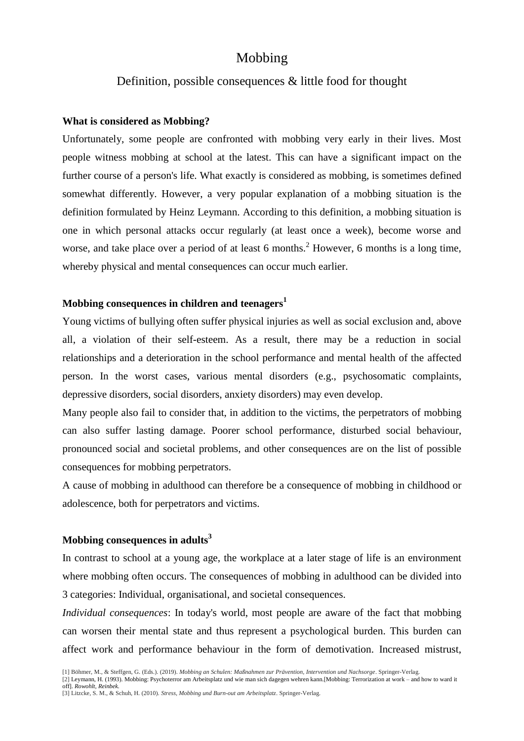# Mobbing

## Definition, possible consequences & little food for thought

**What is considered as Mobbing?**

Unfortunately, some people are confronted with mobbing very early in their lives. Most people witness mobbing at school at the latest. This can have a significant impact on the further course of a person's life. What exactly is considered as mobbing, is sometimes defined somewhat differently. However, a very popular explanation of a mobbing situation is the definition formulated by Heinz Leymann. According to this definition, a mobbing situation is one in which personal attacks occur regularly (at least once a week), become worse and worse, and take place over a period of at least 6 months.[2] However, 6 months is a long time, whereby physical and mental consequences can occur much earlier.

**Mobbing consequences in children and teenagers[1]**

Young victims of bullying often suffer physical injuries as well as social exclusion and, above all, a violation of their self-esteem. As a result, there may be a reduction in social relationships and a deterioration in the school performance and mental health of the affected person. In the worst cases, various mental disorders (e.g., psychosomatic complaints, depressive disorders, social disorders, anxiety disorders) may even develop.

Many people also fail to consider that, in addition to the victims, the perpetrators of mobbing can also suffer lasting damage. Poorer school performance, disturbed social behaviour, pronounced social and societal problems, and other consequences are on the list of possible consequences for mobbing perpetrators.

A cause of mobbing in adulthood can therefore be a consequence of mobbing in childhood or adolescence, both for perpetrators and victims.

**Mobbing consequences in adults[3]**

In contrast to school at a young age, the workplace at a later stage of life is an environment where mobbing often occurs. The consequences of mobbing in adulthood can be divided into 3 categories: Individual, organisational, and societal consequences.

*Individual consequences*: In today's world, most people are aware of the fact that mobbing can worsen their mental state and thus represent a psychological burden. This burden can affect work and performance behaviour in the form of demotivation. Increased mistrust,

[1] Böhmer, M., & Steffgen, G. (Eds.). (2019). *Mobbing an Schulen: Maßnahmen zur Prävention, Intervention und Nachsorge*. Springer-Verlag.
[2] Leymann, H. (1993). Mobbing: Psychoterror am Arbeitsplatz und wie man sich dagegen wehren kann.[Mobbing: Terrorization at work – and how to ward it off]. *Rowohlt, Reinbek.*
[3] Litzcke, S. M., & Schuh, H. (2010). *Stress, Mobbing und Burn-out am Arbeitsplatz*. Springer-Verlag.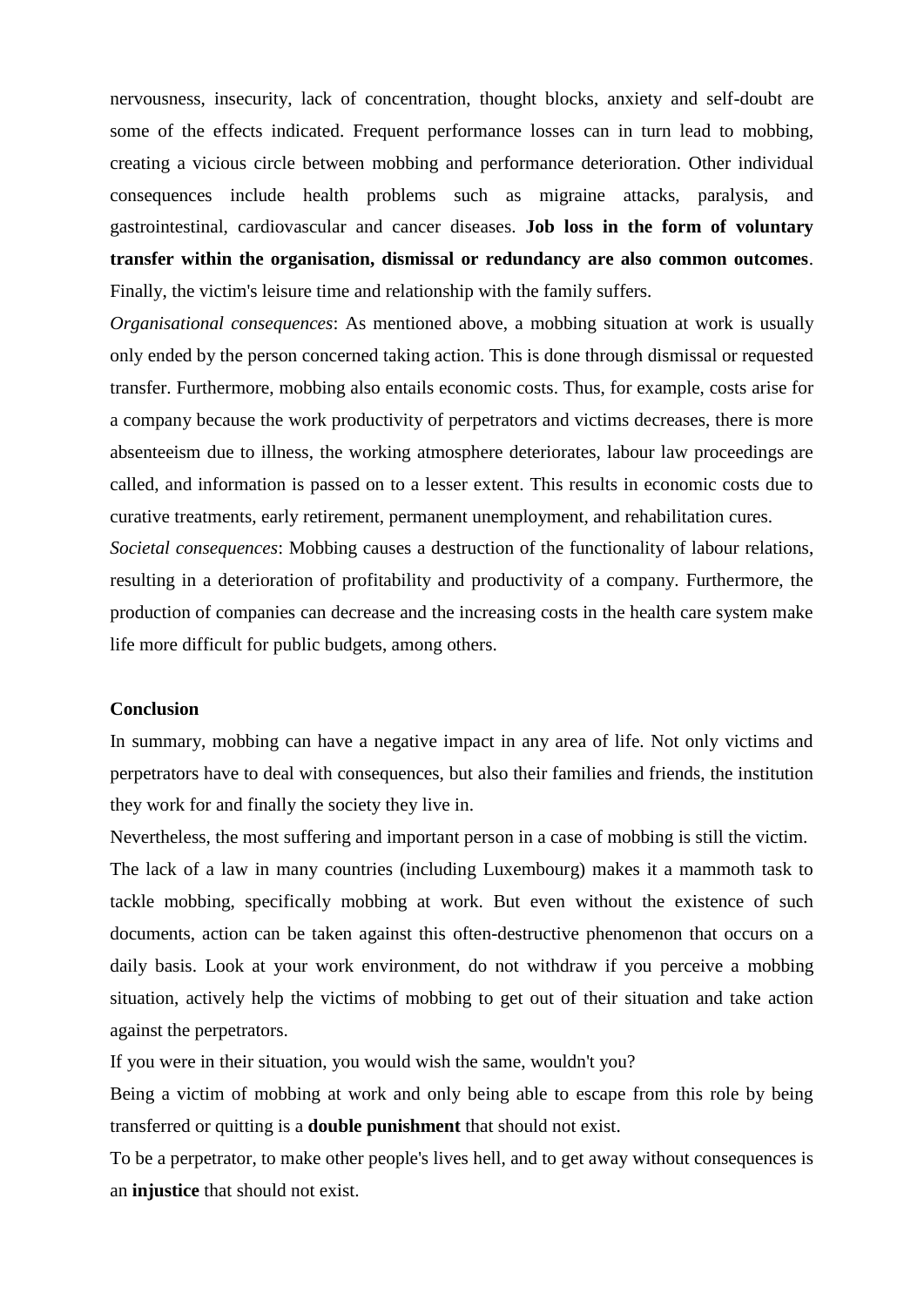nervousness, insecurity, lack of concentration, thought blocks, anxiety and self-doubt are some of the effects indicated. Frequent performance losses can in turn lead to mobbing, creating a vicious circle between mobbing and performance deterioration. Other individual consequences include health problems such as migraine attacks, paralysis, and gastrointestinal, cardiovascular and cancer diseases. **Job loss in the form of voluntary transfer within the organisation, dismissal or redundancy are also common outcomes**. Finally, the victim's leisure time and relationship with the family suffers.

*Organisational consequences*: As mentioned above, a mobbing situation at work is usually only ended by the person concerned taking action. This is done through dismissal or requested transfer. Furthermore, mobbing also entails economic costs. Thus, for example, costs arise for a company because the work productivity of perpetrators and victims decreases, there is more absenteeism due to illness, the working atmosphere deteriorates, labour law proceedings are called, and information is passed on to a lesser extent. This results in economic costs due to curative treatments, early retirement, permanent unemployment, and rehabilitation cures.

*Societal consequences*: Mobbing causes a destruction of the functionality of labour relations, resulting in a deterioration of profitability and productivity of a company. Furthermore, the production of companies can decrease and the increasing costs in the health care system make life more difficult for public budgets, among others.

**Conclusion**

In summary, mobbing can have a negative impact in any area of life. Not only victims and perpetrators have to deal with consequences, but also their families and friends, the institution they work for and finally the society they live in.

Nevertheless, the most suffering and important person in a case of mobbing is still the victim.

The lack of a law in many countries (including Luxembourg) makes it a mammoth task to tackle mobbing, specifically mobbing at work. But even without the existence of such documents, action can be taken against this often-destructive phenomenon that occurs on a daily basis. Look at your work environment, do not withdraw if you perceive a mobbing situation, actively help the victims of mobbing to get out of their situation and take action against the perpetrators.

If you were in their situation, you would wish the same, wouldn't you?

Being a victim of mobbing at work and only being able to escape from this role by being transferred or quitting is a **double punishment** that should not exist.

To be a perpetrator, to make other people's lives hell, and to get away without consequences is an **injustice** that should not exist.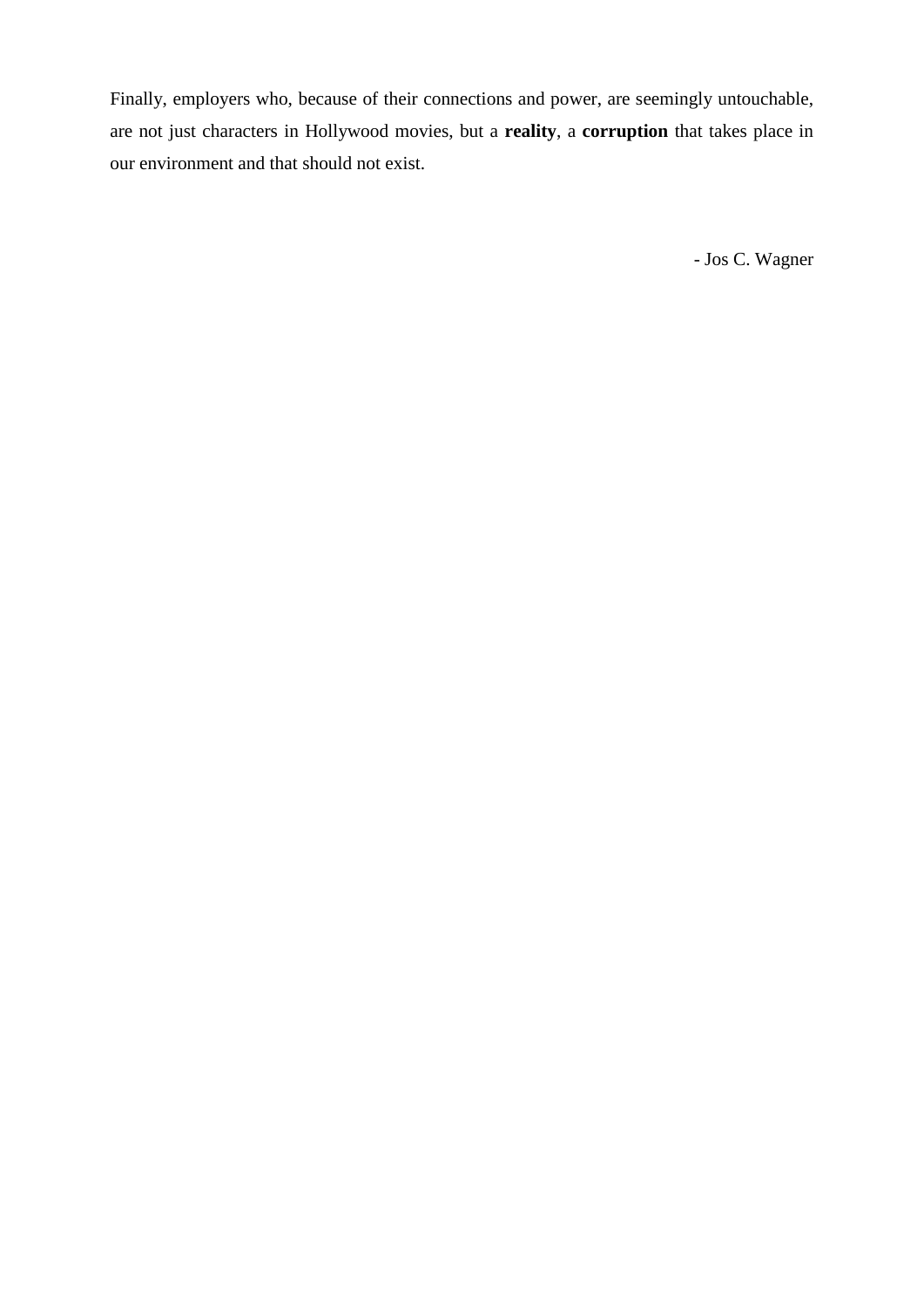Finally, employers who, because of their connections and power, are seemingly untouchable, are not just characters in Hollywood movies, but a **reality**, a **corruption** that takes place in our environment and that should not exist.

- Jos C. Wagner